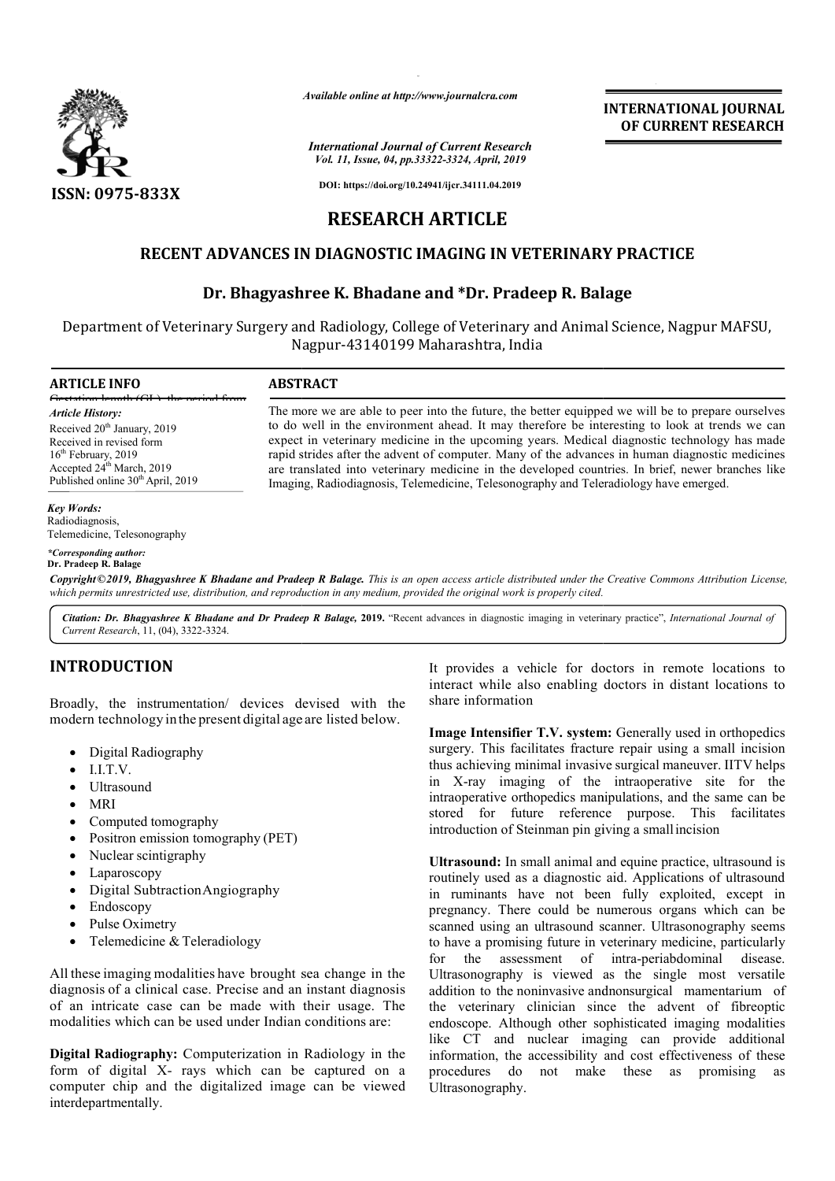*Available online at http://www.journalcra.com*

*International Journal of Current Research*
*Vol. 11, Issue, 04, pp.33322-3324, April, 2019*

**DOI: https://doi.org/10.24941/ijcr.34111.04.2019**

**ISSN: 0975-833X**

**INTERNATIONAL JOURNAL OF CURRENT RESEARCH**

# RESEARCH ARTICLE

## RECENT ADVANCES IN DIAGNOSTIC IMAGING IN VETERINARY PRACTICE

### Dr. Bhagyashree K. Bhadane and *Dr. Pradeep R. Balage

Department of Veterinary Surgery and Radiology, College of Veterinary and Animal Science, Nagpur MAFSU, Nagpur-43140199 Maharashtra, India

**ARTICLE INFO**

*Article History:*
Received 20th January, 2019
Received in revised form
16th February, 2019
Accepted 24th March, 2019
Published online 30th April, 2019

*Key Words:*
Radiodiagnosis,
Telemedicine, Telesonography

**\*Corresponding author:**
**Dr. Pradeep R. Balage**

**ABSTRACT**

The more we are able to peer into the future, the better equipped we will be to prepare ourselves to do well in the environment ahead. It may therefore be interesting to look at trends we can expect in veterinary medicine in the upcoming years. Medical diagnostic technology has made rapid strides after the advent of computer. Many of the advances in human diagnostic medicines are translated into veterinary medicine in the developed countries. In brief, newer branches like Imaging, Radiodiagnosis, Telemedicine, Telesonography and Teleradiology have emerged.

*Copyright©2019, Bhagyashree K Bhadane and Pradeep R Balage. This is an open access article distributed under the Creative Commons Attribution License, which permits unrestricted use, distribution, and reproduction in any medium, provided the original work is properly cited.*

*Citation: Dr. Bhagyashree K Bhadane and Dr Pradeep R Balage,* **2019.** "Recent advances in diagnostic imaging in veterinary practice", *International Journal of Current Research*, 11, (04), 3322-3324.

## INTRODUCTION

Broadly, the instrumentation/ devices devised with the modern technology in the present digital age are listed below.

- Digital Radiography
- I.I.T.V.
- Ultrasound
- MRI
- Computed tomography
- Positron emission tomography (PET)
- Nuclear scintigraphy
- Laparoscopy
- Digital Subtraction Angiography
- Endoscopy
- Pulse Oximetry
- Telemedicine & Teleradiology

All these imaging modalities have brought sea change in the diagnosis of a clinical case. Precise and an instant diagnosis of an intricate case can be made with their usage. The modalities which can be used under Indian conditions are:

**Digital Radiography:** Computerization in Radiology in the form of digital X- rays which can be captured on a computer chip and the digitalized image can be viewed interdepartmentally. It provides a vehicle for doctors in remote locations to interact while also enabling doctors in distant locations to share information

**Image Intensifier T.V. system:** Generally used in orthopedics surgery. This facilitates fracture repair using a small incision thus achieving minimal invasive surgical maneuver. IITV helps in X-ray imaging of the intraoperative site for the intraoperative orthopedics manipulations, and the same can be stored for future reference purpose. This facilitates introduction of Steinman pin giving a small incision

**Ultrasound:** In small animal and equine practice, ultrasound is routinely used as a diagnostic aid. Applications of ultrasound in ruminants have not been fully exploited, except in pregnancy. There could be numerous organs which can be scanned using an ultrasound scanner. Ultrasonography seems to have a promising future in veterinary medicine, particularly for the assessment of intra-periabdominal disease. Ultrasonography is viewed as the single most versatile addition to the noninvasive andnonsurgical mamentarium of the veterinary clinician since the advent of fibreoptic endoscope. Although other sophisticated imaging modalities like CT and nuclear imaging can provide additional information, the accessibility and cost effectiveness of these procedures do not make these as promising as Ultrasonography.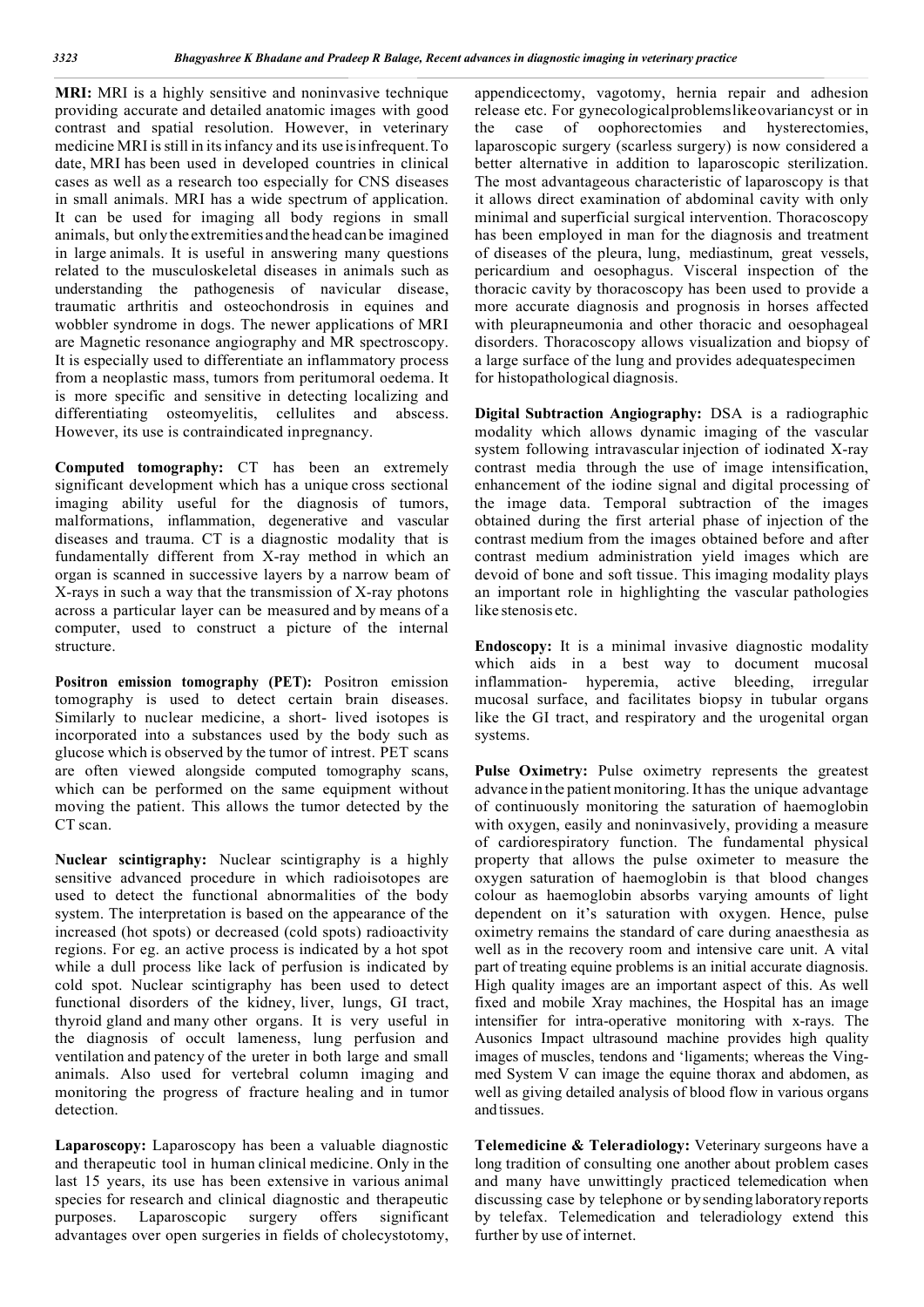**MRI:** MRI is a highly sensitive and noninvasive technique providing accurate and detailed anatomic images with good contrast and spatial resolution. However, in veterinary medicine MRI is still in its infancy and its use is infrequent. To date, MRI has been used in developed countries in clinical cases as well as a research too especially for CNS diseases in small animals. MRI has a wide spectrum of application. It can be used for imaging all body regions in small animals, but only the extremities and the head can be imagined in large animals. It is useful in answering many questions related to the musculoskeletal diseases in animals such as understanding the pathogenesis of navicular disease, traumatic arthritis and osteochondrosis in equines and wobbler syndrome in dogs. The newer applications of MRI are Magnetic resonance angiography and MR spectroscopy. It is especially used to differentiate an inflammatory process from a neoplastic mass, tumors from peritumoral oedema. It is more specific and sensitive in detecting localizing and differentiating osteomyelitis, cellulites and abscess. However, its use is contraindicated in pregnancy.

**Computed tomography:** CT has been an extremely significant development which has a unique cross sectional imaging ability useful for the diagnosis of tumors, malformations, inflammation, degenerative and vascular diseases and trauma. CT is a diagnostic modality that is fundamentally different from X-ray method in which an organ is scanned in successive layers by a narrow beam of X-rays in such a way that the transmission of X-ray photons across a particular layer can be measured and by means of a computer, used to construct a picture of the internal structure.

**Positron emission tomography (PET):** Positron emission tomography is used to detect certain brain diseases. Similarly to nuclear medicine, a short- lived isotopes is incorporated into a substances used by the body such as glucose which is observed by the tumor of intrest. PET scans are often viewed alongside computed tomography scans, which can be performed on the same equipment without moving the patient. This allows the tumor detected by the CT scan.

**Nuclear scintigraphy:** Nuclear scintigraphy is a highly sensitive advanced procedure in which radioisotopes are used to detect the functional abnormalities of the body system. The interpretation is based on the appearance of the increased (hot spots) or decreased (cold spots) radioactivity regions. For eg. an active process is indicated by a hot spot while a dull process like lack of perfusion is indicated by cold spot. Nuclear scintigraphy has been used to detect functional disorders of the kidney, liver, lungs, GI tract, thyroid gland and many other organs. It is very useful in the diagnosis of occult lameness, lung perfusion and ventilation and patency of the ureter in both large and small animals. Also used for vertebral column imaging and monitoring the progress of fracture healing and in tumor detection.

**Laparoscopy:** Laparoscopy has been a valuable diagnostic and therapeutic tool in human clinical medicine. Only in the last 15 years, its use has been extensive in various animal species for research and clinical diagnostic and therapeutic purposes. Laparoscopic surgery offers significant advantages over open surgeries in fields of cholecystotomy, appendicectomy, vagotomy, hernia repair and adhesion release etc. For gynecological problems like ovarian cyst or in the case of oophorectomies and hysterectomies, laparoscopic surgery (scarless surgery) is now considered a better alternative in addition to laparoscopic sterilization. The most advantageous characteristic of laparoscopy is that it allows direct examination of abdominal cavity with only minimal and superficial surgical intervention. Thoracoscopy has been employed in man for the diagnosis and treatment of diseases of the pleura, lung, mediastinum, great vessels, pericardium and oesophagus. Visceral inspection of the thoracic cavity by thoracoscopy has been used to provide a more accurate diagnosis and prognosis in horses affected with pleurapneumonia and other thoracic and oesophageal disorders. Thoracoscopy allows visualization and biopsy of a large surface of the lung and provides adequatespecimen for histopathological diagnosis.

**Digital Subtraction Angiography:** DSA is a radiographic modality which allows dynamic imaging of the vascular system following intravascular injection of iodinated X-ray contrast media through the use of image intensification, enhancement of the iodine signal and digital processing of the image data. Temporal subtraction of the images obtained during the first arterial phase of injection of the contrast medium from the images obtained before and after contrast medium administration yield images which are devoid of bone and soft tissue. This imaging modality plays an important role in highlighting the vascular pathologies like stenosis etc.

**Endoscopy:** It is a minimal invasive diagnostic modality which aids in a best way to document mucosal inflammation- hyperemia, active bleeding, irregular mucosal surface, and facilitates biopsy in tubular organs like the GI tract, and respiratory and the urogenital organ systems.

**Pulse Oximetry:** Pulse oximetry represents the greatest advance in the patient monitoring. It has the unique advantage of continuously monitoring the saturation of haemoglobin with oxygen, easily and noninvasively, providing a measure of cardiorespiratory function. The fundamental physical property that allows the pulse oximeter to measure the oxygen saturation of haemoglobin is that blood changes colour as haemoglobin absorbs varying amounts of light dependent on it's saturation with oxygen. Hence, pulse oximetry remains the standard of care during anaesthesia as well as in the recovery room and intensive care unit. A vital part of treating equine problems is an initial accurate diagnosis. High quality images are an important aspect of this. As well fixed and mobile Xray machines, the Hospital has an image intensifier for intra-operative monitoring with x-rays. The Ausonics Impact ultrasound machine provides high quality images of muscles, tendons and 'ligaments; whereas the Ving-med System V can image the equine thorax and abdomen, as well as giving detailed analysis of blood flow in various organs and tissues.

**Telemedicine & Teleradiology:** Veterinary surgeons have a long tradition of consulting one another about problem cases and many have unwittingly practiced telemedication when discussing case by telephone or by sending laboratory reports by telefax. Telemedication and teleradiology extend this further by use of internet.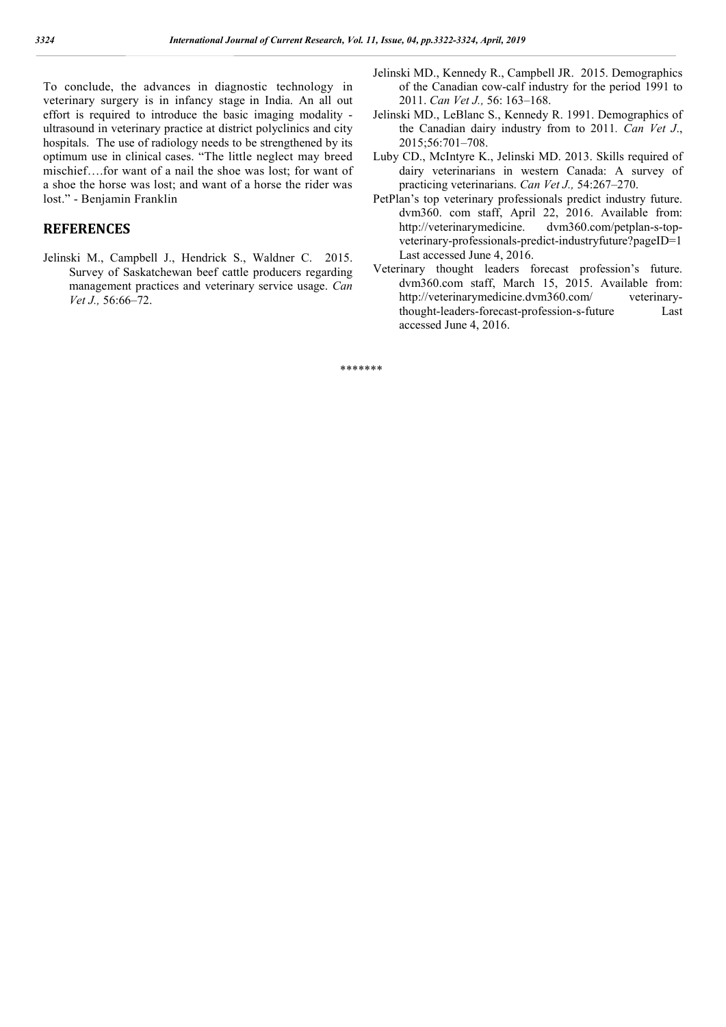To conclude, the advances in diagnostic technology in veterinary surgery is in infancy stage in India. An all out effort is required to introduce the basic imaging modality - ultrasound in veterinary practice at district polyclinics and city hospitals. The use of radiology needs to be strengthened by its optimum use in clinical cases. "The little neglect may breed mischief….for want of a nail the shoe was lost; for want of a shoe the horse was lost; and want of a horse the rider was lost." - Benjamin Franklin

## REFERENCES

Jelinski M., Campbell J., Hendrick S., Waldner C. 2015. Survey of Saskatchewan beef cattle producers regarding management practices and veterinary service usage. *Can Vet J.,* 56:66–72.

Jelinski MD., Kennedy R., Campbell JR. 2015. Demographics of the Canadian cow-calf industry for the period 1991 to 2011. *Can Vet J.,* 56: 163–168.

Jelinski MD., LeBlanc S., Kennedy R. 1991. Demographics of the Canadian dairy industry from to 2011. *Can Vet J*., 2015;56:701–708.

Luby CD., McIntyre K., Jelinski MD. 2013. Skills required of dairy veterinarians in western Canada: A survey of practicing veterinarians. *Can Vet J.,* 54:267–270.

PetPlan's top veterinary professionals predict industry future. dvm360. com staff, April 22, 2016. Available from: http://veterinarymedicine. dvm360.com/petplan-s-top-veterinary-professionals-predict-industryfuture?pageID=1 Last accessed June 4, 2016.

Veterinary thought leaders forecast profession's future. dvm360.com staff, March 15, 2015. Available from: http://veterinarymedicine.dvm360.com/ veterinary-thought-leaders-forecast-profession-s-future Last accessed June 4, 2016.

\*\*\*\*\*\*\*